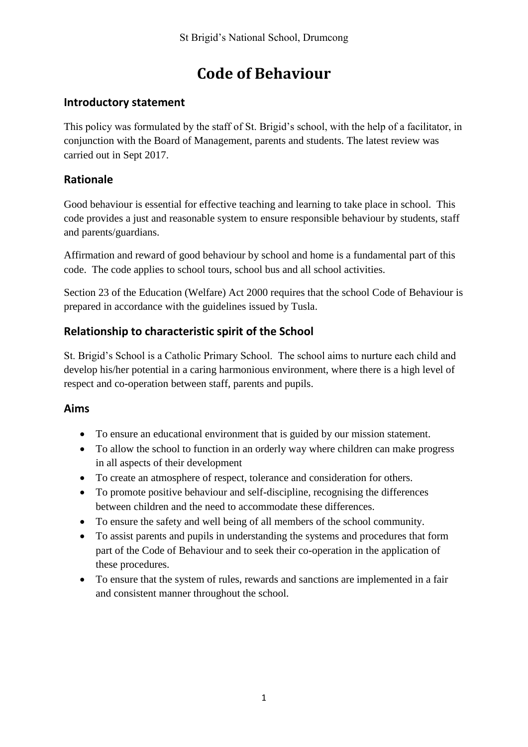# Code of Behaviour

## Introductory statement

This policy was formulated by the staff of St. Brigid's school, with the help of a facilitator, in conjunction with the Board of Management, parents and students. The latest review was carried out in Sept 2017.

## Rationale

Good behaviour is essential for effective teaching and learning to take place in school. This code provides a just and reasonable system to ensure responsible behaviour by students, staff and parents/guardians.

Affirmation and reward of good behaviour by school and home is a fundamental part of this code. The code applies to school tours, school bus and all school activities.

Section 23 of the Education (Welfare) Act 2000 requires that the school Code of Behaviour is prepared in accordance with the guidelines issued by Tusla.

## Relationship to characteristic spirit of the School

St. Brigid's School is a Catholic Primary School. The school aims to nurture each child and develop his/her potential in a caring harmonious environment, where there is a high level of respect and co-operation between staff, parents and pupils.

## Aims

- To ensure an educational environment that is guided by our mission statement.
- To allow the school to function in an orderly way where children can make progress in all aspects of their development
- To create an atmosphere of respect, tolerance and consideration for others.
- To promote positive behaviour and self-discipline, recognising the differences between children and the need to accommodate these differences.
- To ensure the safety and well being of all members of the school community.
- To assist parents and pupils in understanding the systems and procedures that form part of the Code of Behaviour and to seek their co-operation in the application of these procedures.
- To ensure that the system of rules, rewards and sanctions are implemented in a fair and consistent manner throughout the school.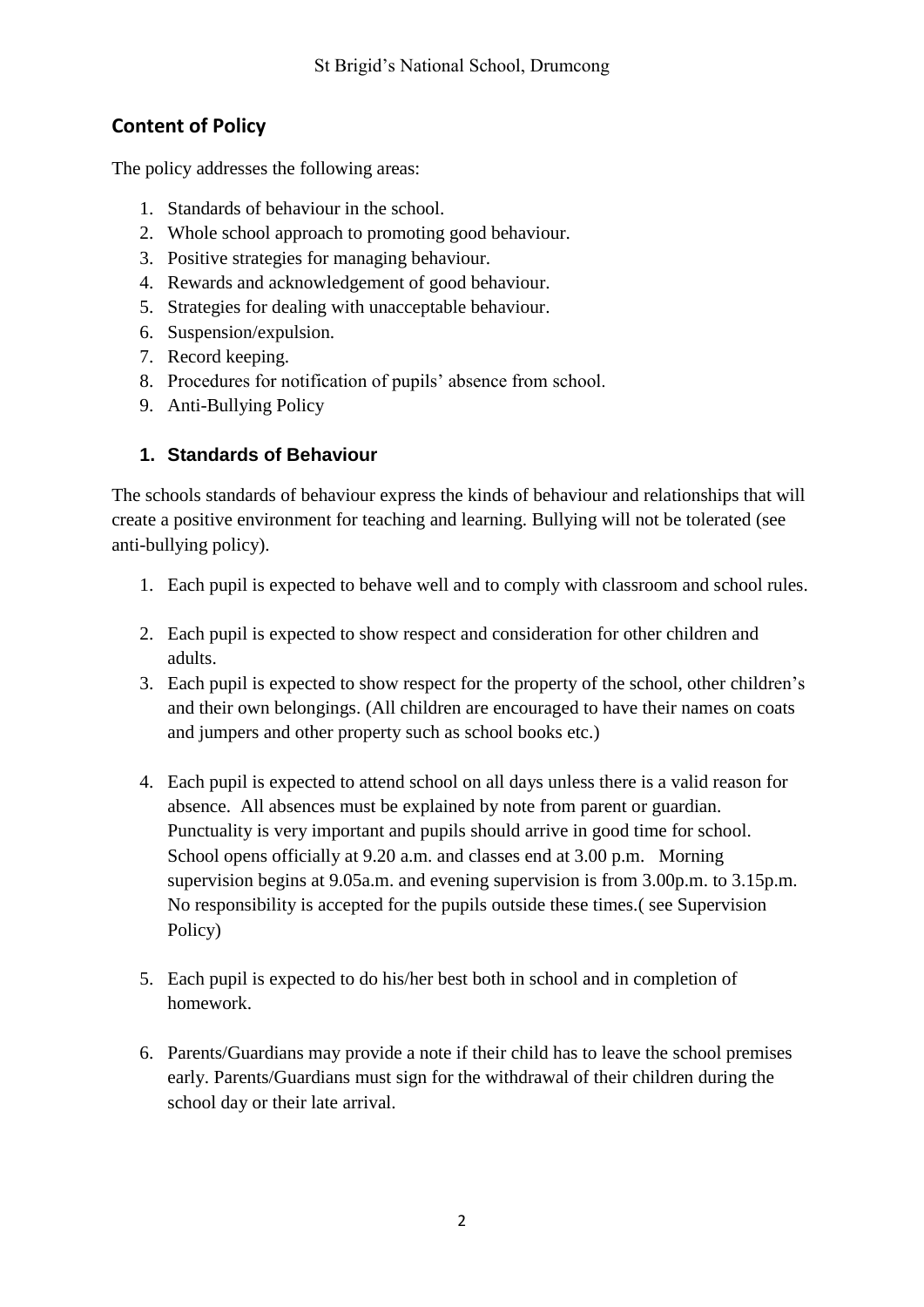## Content of Policy

The policy addresses the following areas:

1. Standards of behaviour in the school.
2. Whole school approach to promoting good behaviour.
3. Positive strategies for managing behaviour.
4. Rewards and acknowledgement of good behaviour.
5. Strategies for dealing with unacceptable behaviour.
6. Suspension/expulsion.
7. Record keeping.
8. Procedures for notification of pupils' absence from school.
9. Anti-Bullying Policy

### 1. Standards of Behaviour

The schools standards of behaviour express the kinds of behaviour and relationships that will create a positive environment for teaching and learning. Bullying will not be tolerated (see anti-bullying policy).

1. Each pupil is expected to behave well and to comply with classroom and school rules.
2. Each pupil is expected to show respect and consideration for other children and adults.
3. Each pupil is expected to show respect for the property of the school, other children's and their own belongings. (All children are encouraged to have their names on coats and jumpers and other property such as school books etc.)
4. Each pupil is expected to attend school on all days unless there is a valid reason for absence. All absences must be explained by note from parent or guardian. Punctuality is very important and pupils should arrive in good time for school. School opens officially at 9.20 a.m. and classes end at 3.00 p.m. Morning supervision begins at 9.05a.m. and evening supervision is from 3.00p.m. to 3.15p.m. No responsibility is accepted for the pupils outside these times.( see Supervision Policy)
5. Each pupil is expected to do his/her best both in school and in completion of homework.
6. Parents/Guardians may provide a note if their child has to leave the school premises early. Parents/Guardians must sign for the withdrawal of their children during the school day or their late arrival.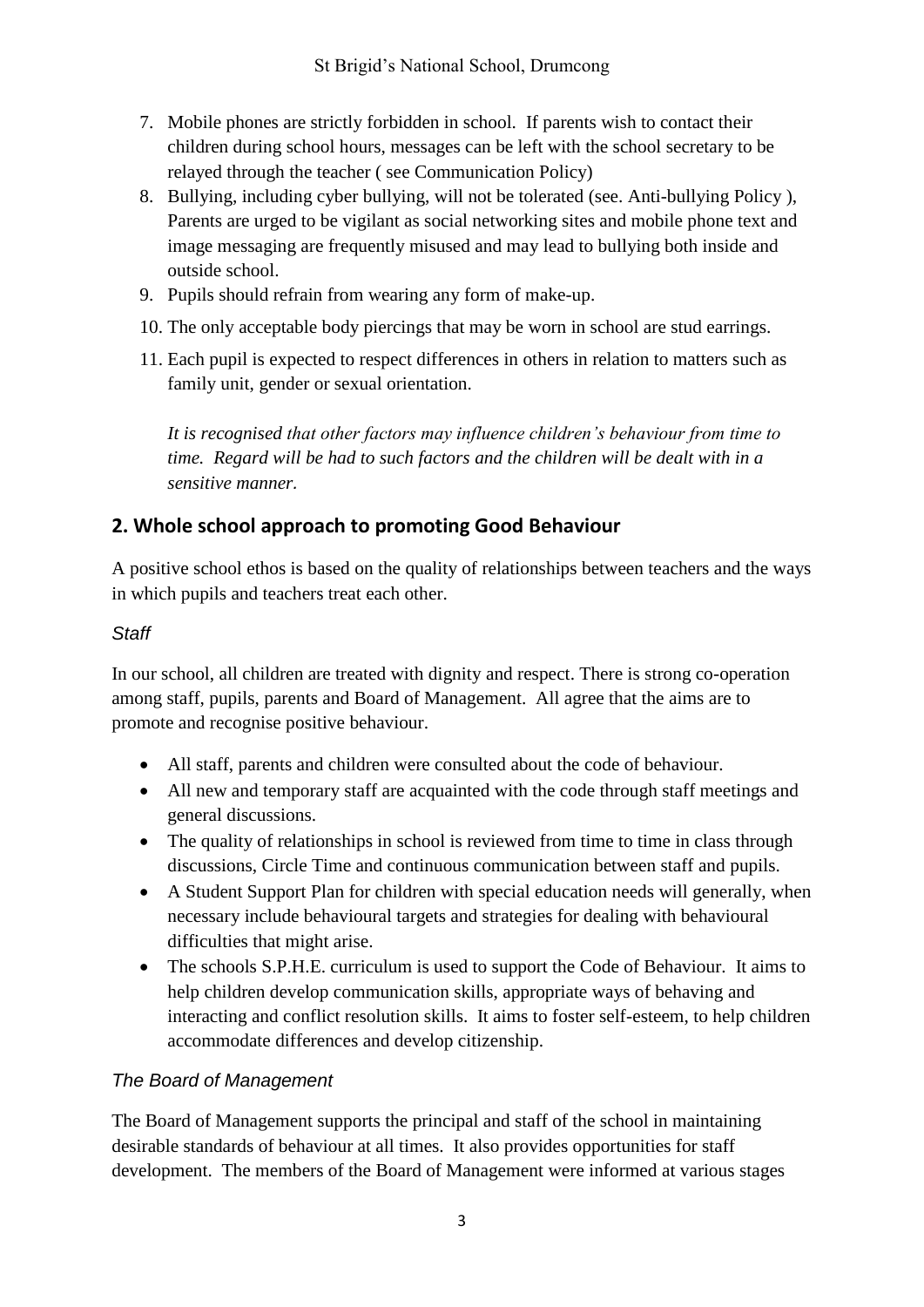7. Mobile phones are strictly forbidden in school. If parents wish to contact their children during school hours, messages can be left with the school secretary to be relayed through the teacher ( see Communication Policy)
8. Bullying, including cyber bullying, will not be tolerated (see. Anti-bullying Policy ), Parents are urged to be vigilant as social networking sites and mobile phone text and image messaging are frequently misused and may lead to bullying both inside and outside school.
9. Pupils should refrain from wearing any form of make-up.
10. The only acceptable body piercings that may be worn in school are stud earrings.
11. Each pupil is expected to respect differences in others in relation to matters such as family unit, gender or sexual orientation.

*It is recognised that other factors may influence children's behaviour from time to time. Regard will be had to such factors and the children will be dealt with in a sensitive manner.*

## 2. Whole school approach to promoting Good Behaviour

A positive school ethos is based on the quality of relationships between teachers and the ways in which pupils and teachers treat each other.

### *Staff*

In our school, all children are treated with dignity and respect. There is strong co-operation among staff, pupils, parents and Board of Management. All agree that the aims are to promote and recognise positive behaviour.

- All staff, parents and children were consulted about the code of behaviour.
- All new and temporary staff are acquainted with the code through staff meetings and general discussions.
- The quality of relationships in school is reviewed from time to time in class through discussions, Circle Time and continuous communication between staff and pupils.
- A Student Support Plan for children with special education needs will generally, when necessary include behavioural targets and strategies for dealing with behavioural difficulties that might arise.
- The schools S.P.H.E. curriculum is used to support the Code of Behaviour. It aims to help children develop communication skills, appropriate ways of behaving and interacting and conflict resolution skills. It aims to foster self-esteem, to help children accommodate differences and develop citizenship.

### *The Board of Management*

The Board of Management supports the principal and staff of the school in maintaining desirable standards of behaviour at all times. It also provides opportunities for staff development. The members of the Board of Management were informed at various stages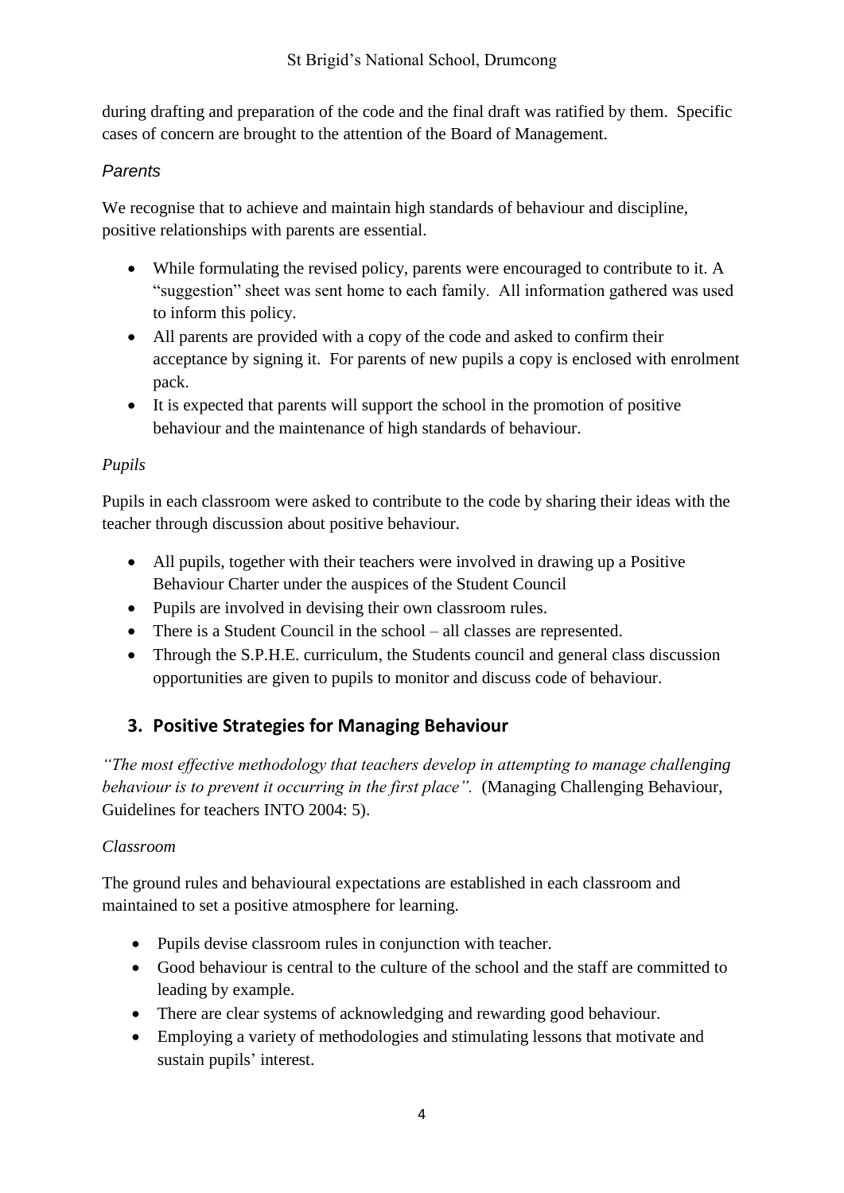during drafting and preparation of the code and the final draft was ratified by them. Specific cases of concern are brought to the attention of the Board of Management.

*Parents*

We recognise that to achieve and maintain high standards of behaviour and discipline, positive relationships with parents are essential.

- While formulating the revised policy, parents were encouraged to contribute to it. A "suggestion" sheet was sent home to each family. All information gathered was used to inform this policy.
- All parents are provided with a copy of the code and asked to confirm their acceptance by signing it. For parents of new pupils a copy is enclosed with enrolment pack.
- It is expected that parents will support the school in the promotion of positive behaviour and the maintenance of high standards of behaviour.

*Pupils*

Pupils in each classroom were asked to contribute to the code by sharing their ideas with the teacher through discussion about positive behaviour.

- All pupils, together with their teachers were involved in drawing up a Positive Behaviour Charter under the auspices of the Student Council
- Pupils are involved in devising their own classroom rules.
- There is a Student Council in the school – all classes are represented.
- Through the S.P.H.E. curriculum, the Students council and general class discussion opportunities are given to pupils to monitor and discuss code of behaviour.

## 3. Positive Strategies for Managing Behaviour

*"The most effective methodology that teachers develop in attempting to manage challenging behaviour is to prevent it occurring in the first place".* (Managing Challenging Behaviour, Guidelines for teachers INTO 2004: 5).

*Classroom*

The ground rules and behavioural expectations are established in each classroom and maintained to set a positive atmosphere for learning.

- Pupils devise classroom rules in conjunction with teacher.
- Good behaviour is central to the culture of the school and the staff are committed to leading by example.
- There are clear systems of acknowledging and rewarding good behaviour.
- Employing a variety of methodologies and stimulating lessons that motivate and sustain pupils' interest.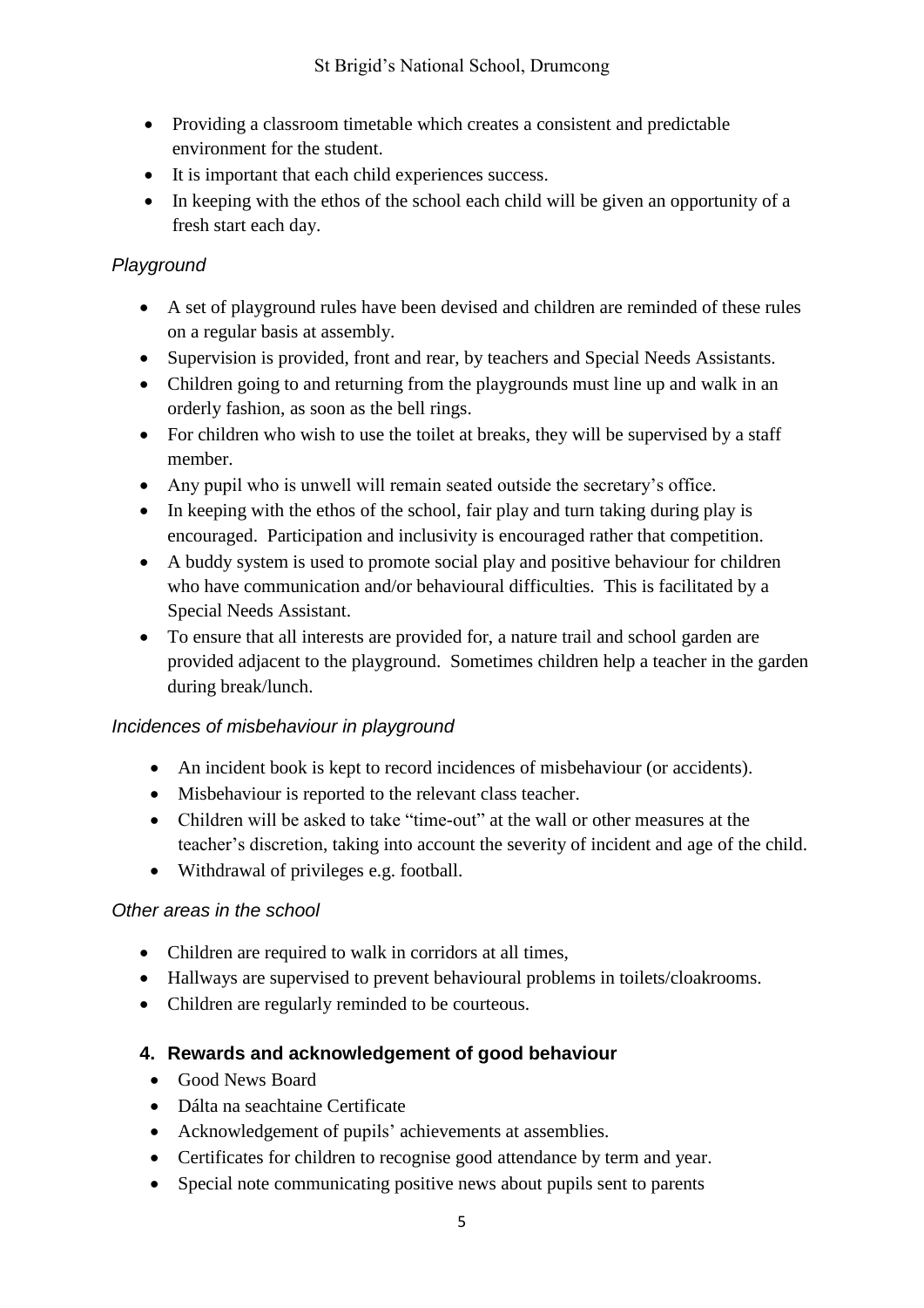- Providing a classroom timetable which creates a consistent and predictable environment for the student.
- It is important that each child experiences success.
- In keeping with the ethos of the school each child will be given an opportunity of a fresh start each day.

*Playground*

- A set of playground rules have been devised and children are reminded of these rules on a regular basis at assembly.
- Supervision is provided, front and rear, by teachers and Special Needs Assistants.
- Children going to and returning from the playgrounds must line up and walk in an orderly fashion, as soon as the bell rings.
- For children who wish to use the toilet at breaks, they will be supervised by a staff member.
- Any pupil who is unwell will remain seated outside the secretary's office.
- In keeping with the ethos of the school, fair play and turn taking during play is encouraged. Participation and inclusivity is encouraged rather that competition.
- A buddy system is used to promote social play and positive behaviour for children who have communication and/or behavioural difficulties. This is facilitated by a Special Needs Assistant.
- To ensure that all interests are provided for, a nature trail and school garden are provided adjacent to the playground. Sometimes children help a teacher in the garden during break/lunch.

*Incidences of misbehaviour in playground*

- An incident book is kept to record incidences of misbehaviour (or accidents).
- Misbehaviour is reported to the relevant class teacher.
- Children will be asked to take "time-out" at the wall or other measures at the teacher's discretion, taking into account the severity of incident and age of the child.
- Withdrawal of privileges e.g. football.

*Other areas in the school*

- Children are required to walk in corridors at all times,
- Hallways are supervised to prevent behavioural problems in toilets/cloakrooms.
- Children are regularly reminded to be courteous.

## 4. Rewards and acknowledgement of good behaviour

- Good News Board
- Dálta na seachtaine Certificate
- Acknowledgement of pupils' achievements at assemblies.
- Certificates for children to recognise good attendance by term and year.
- Special note communicating positive news about pupils sent to parents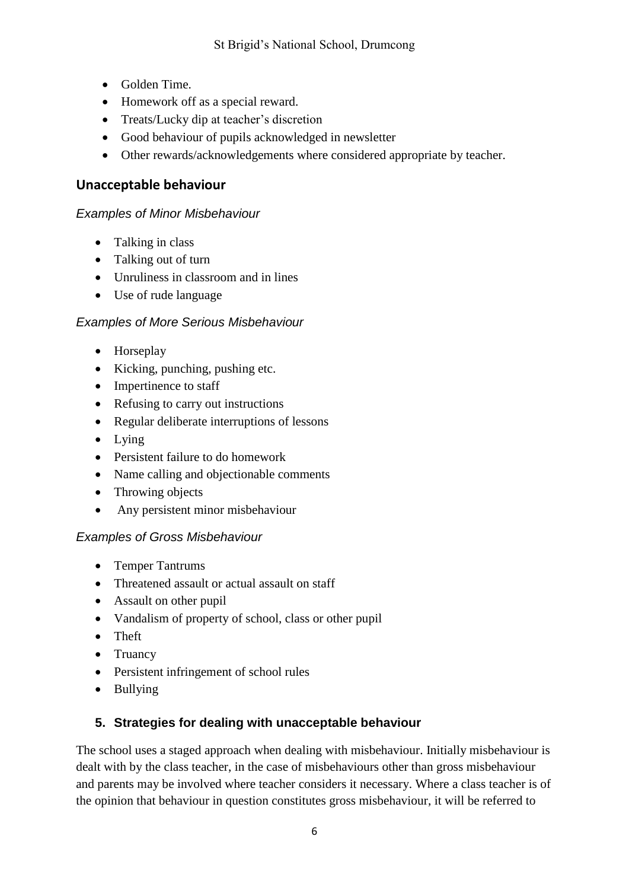- Golden Time.
- Homework off as a special reward.
- Treats/Lucky dip at teacher's discretion
- Good behaviour of pupils acknowledged in newsletter
- Other rewards/acknowledgements where considered appropriate by teacher.

## Unacceptable behaviour

*Examples of Minor Misbehaviour*

- Talking in class
- Talking out of turn
- Unruliness in classroom and in lines
- Use of rude language

*Examples of More Serious Misbehaviour*

- Horseplay
- Kicking, punching, pushing etc.
- Impertinence to staff
- Refusing to carry out instructions
- Regular deliberate interruptions of lessons
- Lying
- Persistent failure to do homework
- Name calling and objectionable comments
- Throwing objects
- Any persistent minor misbehaviour

*Examples of Gross Misbehaviour*

- Temper Tantrums
- Threatened assault or actual assault on staff
- Assault on other pupil
- Vandalism of property of school, class or other pupil
- Theft
- Truancy
- Persistent infringement of school rules
- Bullying

## 5. Strategies for dealing with unacceptable behaviour

The school uses a staged approach when dealing with misbehaviour. Initially misbehaviour is dealt with by the class teacher, in the case of misbehaviours other than gross misbehaviour and parents may be involved where teacher considers it necessary. Where a class teacher is of the opinion that behaviour in question constitutes gross misbehaviour, it will be referred to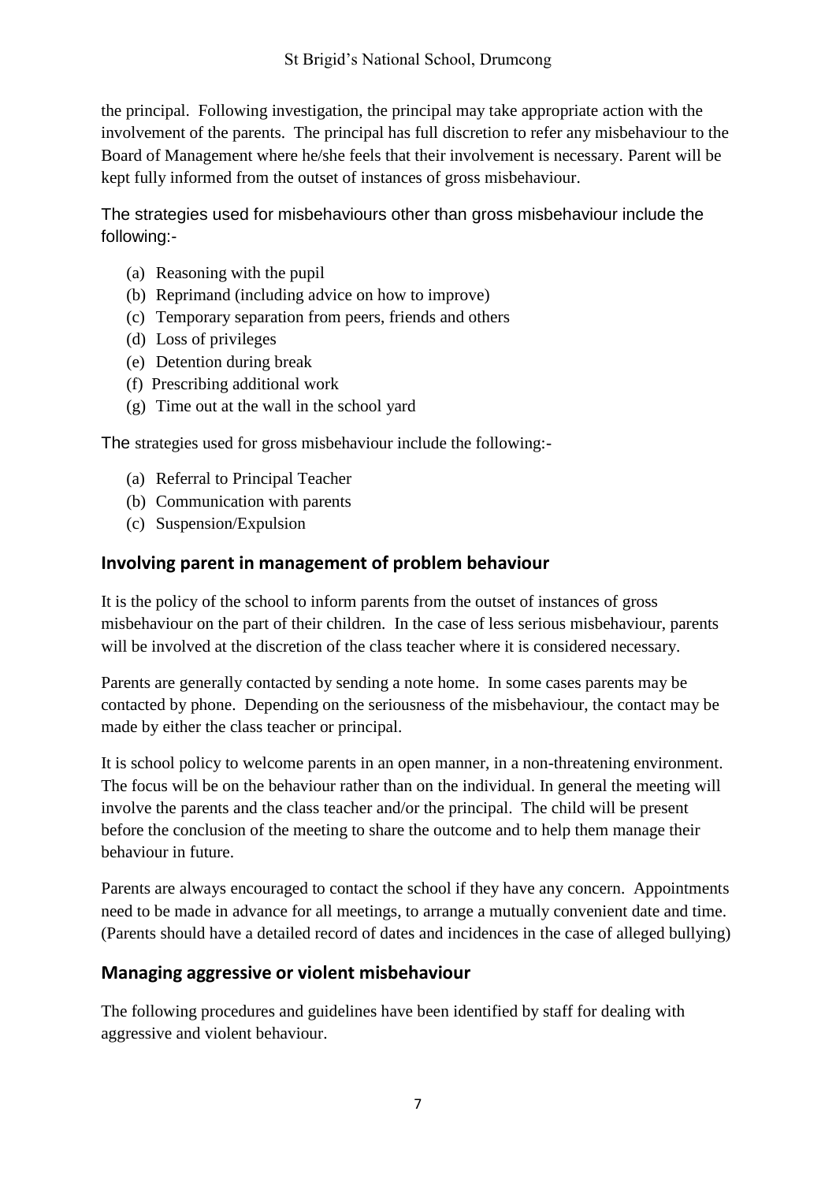the principal. Following investigation, the principal may take appropriate action with the involvement of the parents. The principal has full discretion to refer any misbehaviour to the Board of Management where he/she feels that their involvement is necessary. Parent will be kept fully informed from the outset of instances of gross misbehaviour.

The strategies used for misbehaviours other than gross misbehaviour include the following:-

(a) Reasoning with the pupil
(b) Reprimand (including advice on how to improve)
(c) Temporary separation from peers, friends and others
(d) Loss of privileges
(e) Detention during break
(f) Prescribing additional work
(g) Time out at the wall in the school yard

The strategies used for gross misbehaviour include the following:-

(a) Referral to Principal Teacher
(b) Communication with parents
(c) Suspension/Expulsion

## Involving parent in management of problem behaviour

It is the policy of the school to inform parents from the outset of instances of gross misbehaviour on the part of their children. In the case of less serious misbehaviour, parents will be involved at the discretion of the class teacher where it is considered necessary.

Parents are generally contacted by sending a note home. In some cases parents may be contacted by phone. Depending on the seriousness of the misbehaviour, the contact may be made by either the class teacher or principal.

It is school policy to welcome parents in an open manner, in a non-threatening environment. The focus will be on the behaviour rather than on the individual. In general the meeting will involve the parents and the class teacher and/or the principal. The child will be present before the conclusion of the meeting to share the outcome and to help them manage their behaviour in future.

Parents are always encouraged to contact the school if they have any concern. Appointments need to be made in advance for all meetings, to arrange a mutually convenient date and time. (Parents should have a detailed record of dates and incidences in the case of alleged bullying)

## Managing aggressive or violent misbehaviour

The following procedures and guidelines have been identified by staff for dealing with aggressive and violent behaviour.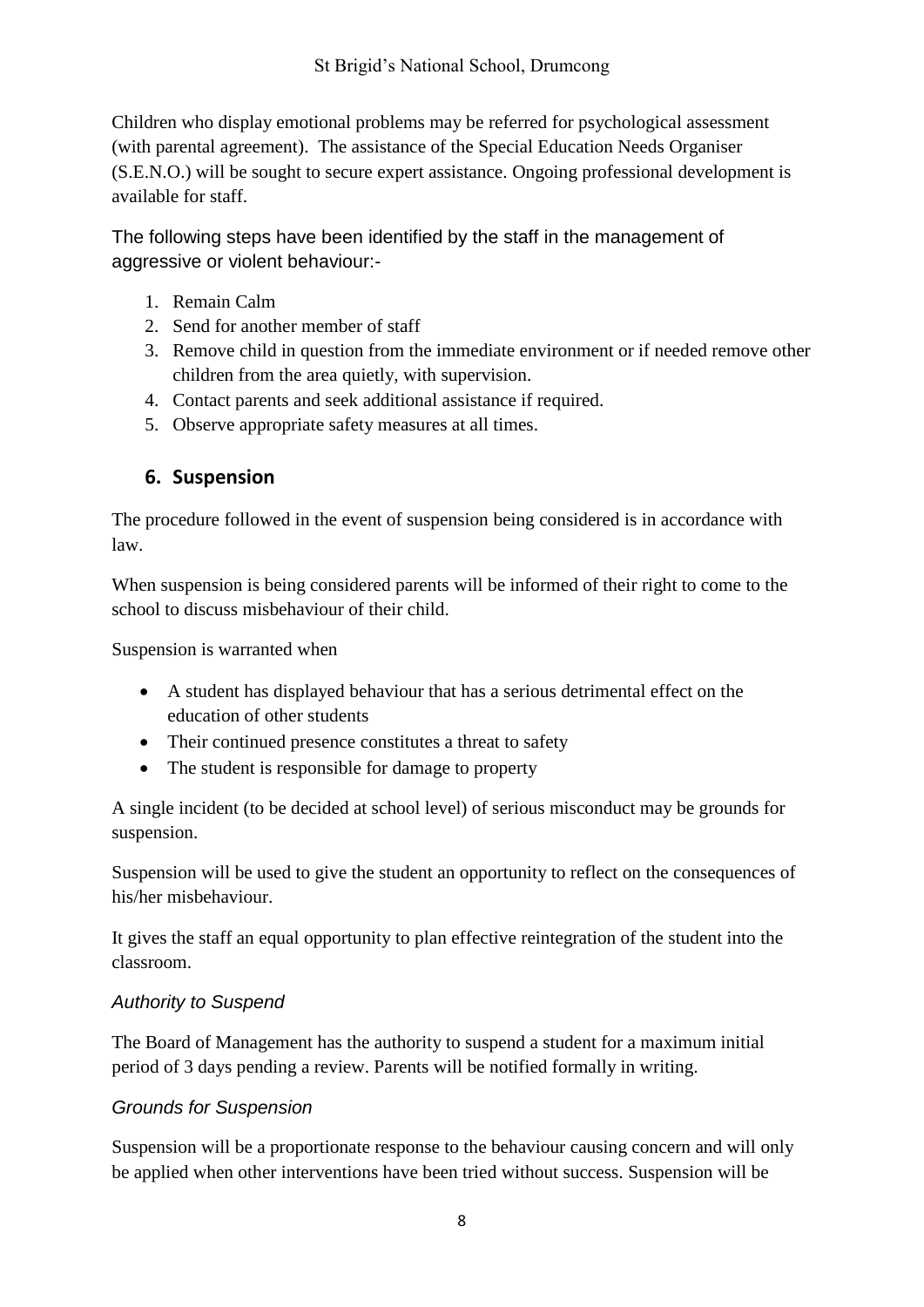Children who display emotional problems may be referred for psychological assessment (with parental agreement). The assistance of the Special Education Needs Organiser (S.E.N.O.) will be sought to secure expert assistance. Ongoing professional development is available for staff.

The following steps have been identified by the staff in the management of aggressive or violent behaviour:-

1. Remain Calm
2. Send for another member of staff
3. Remove child in question from the immediate environment or if needed remove other children from the area quietly, with supervision.
4. Contact parents and seek additional assistance if required.
5. Observe appropriate safety measures at all times.

## 6. Suspension

The procedure followed in the event of suspension being considered is in accordance with law.

When suspension is being considered parents will be informed of their right to come to the school to discuss misbehaviour of their child.

Suspension is warranted when

- A student has displayed behaviour that has a serious detrimental effect on the education of other students
- Their continued presence constitutes a threat to safety
- The student is responsible for damage to property

A single incident (to be decided at school level) of serious misconduct may be grounds for suspension.

Suspension will be used to give the student an opportunity to reflect on the consequences of his/her misbehaviour.

It gives the staff an equal opportunity to plan effective reintegration of the student into the classroom.

### *Authority to Suspend*

The Board of Management has the authority to suspend a student for a maximum initial period of 3 days pending a review. Parents will be notified formally in writing.

### *Grounds for Suspension*

Suspension will be a proportionate response to the behaviour causing concern and will only be applied when other interventions have been tried without success. Suspension will be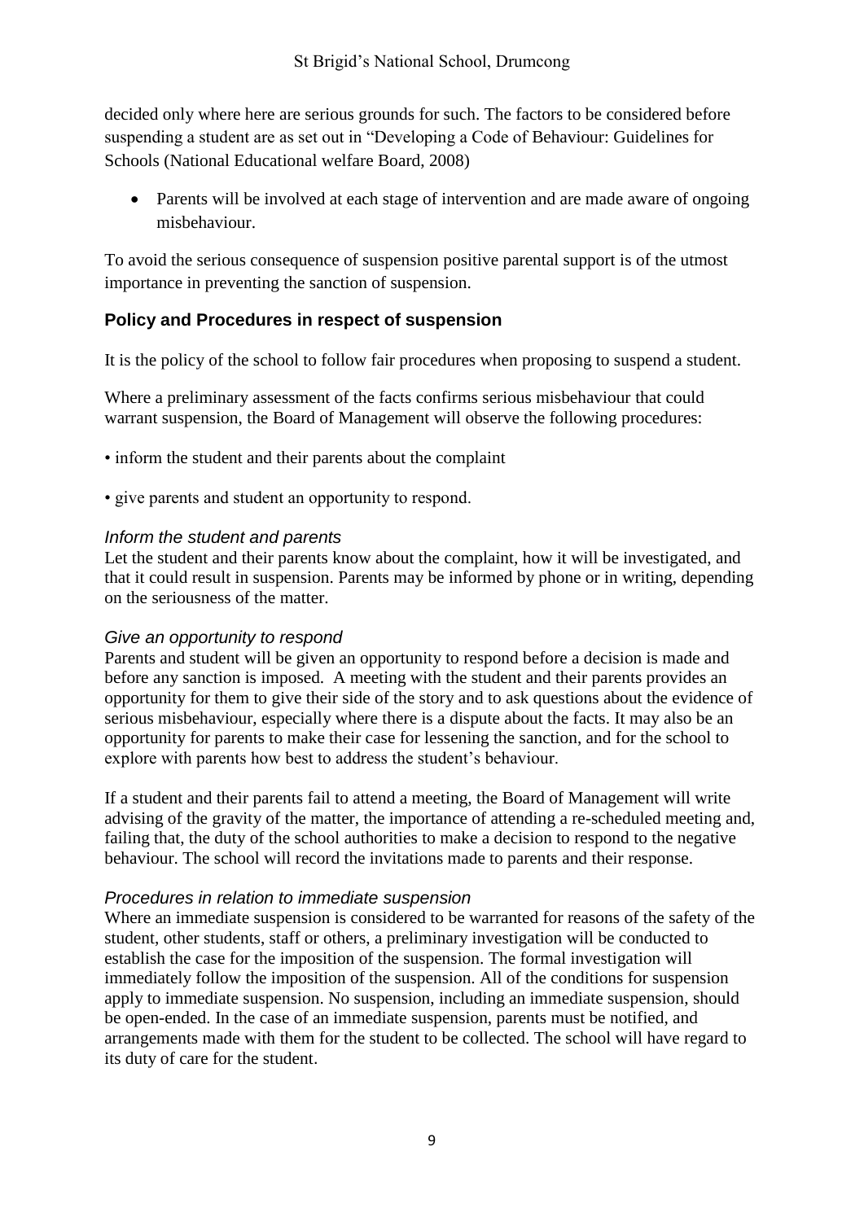decided only where here are serious grounds for such. The factors to be considered before suspending a student are as set out in "Developing a Code of Behaviour: Guidelines for Schools (National Educational welfare Board, 2008)

- Parents will be involved at each stage of intervention and are made aware of ongoing misbehaviour.

To avoid the serious consequence of suspension positive parental support is of the utmost importance in preventing the sanction of suspension.

## Policy and Procedures in respect of suspension

It is the policy of the school to follow fair procedures when proposing to suspend a student.

Where a preliminary assessment of the facts confirms serious misbehaviour that could warrant suspension, the Board of Management will observe the following procedures:

• inform the student and their parents about the complaint

• give parents and student an opportunity to respond.

*Inform the student and parents*

Let the student and their parents know about the complaint, how it will be investigated, and that it could result in suspension. Parents may be informed by phone or in writing, depending on the seriousness of the matter.

*Give an opportunity to respond*

Parents and student will be given an opportunity to respond before a decision is made and before any sanction is imposed. A meeting with the student and their parents provides an opportunity for them to give their side of the story and to ask questions about the evidence of serious misbehaviour, especially where there is a dispute about the facts. It may also be an opportunity for parents to make their case for lessening the sanction, and for the school to explore with parents how best to address the student's behaviour.

If a student and their parents fail to attend a meeting, the Board of Management will write advising of the gravity of the matter, the importance of attending a re-scheduled meeting and, failing that, the duty of the school authorities to make a decision to respond to the negative behaviour. The school will record the invitations made to parents and their response.

*Procedures in relation to immediate suspension*

Where an immediate suspension is considered to be warranted for reasons of the safety of the student, other students, staff or others, a preliminary investigation will be conducted to establish the case for the imposition of the suspension. The formal investigation will immediately follow the imposition of the suspension. All of the conditions for suspension apply to immediate suspension. No suspension, including an immediate suspension, should be open-ended. In the case of an immediate suspension, parents must be notified, and arrangements made with them for the student to be collected. The school will have regard to its duty of care for the student.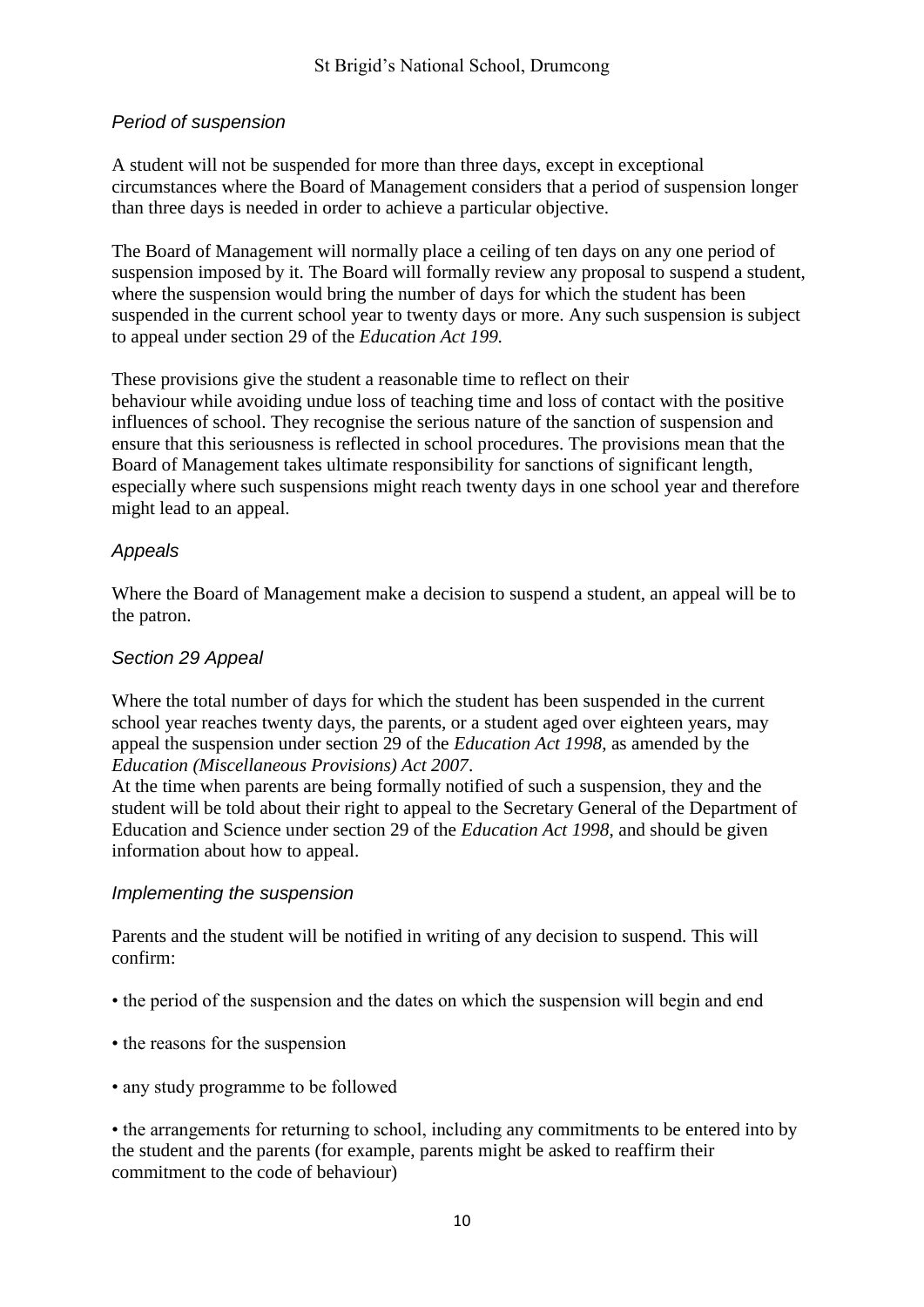### *Period of suspension*

A student will not be suspended for more than three days, except in exceptional circumstances where the Board of Management considers that a period of suspension longer than three days is needed in order to achieve a particular objective.

The Board of Management will normally place a ceiling of ten days on any one period of suspension imposed by it. The Board will formally review any proposal to suspend a student, where the suspension would bring the number of days for which the student has been suspended in the current school year to twenty days or more. Any such suspension is subject to appeal under section 29 of the *Education Act 199.*

These provisions give the student a reasonable time to reflect on their behaviour while avoiding undue loss of teaching time and loss of contact with the positive influences of school. They recognise the serious nature of the sanction of suspension and ensure that this seriousness is reflected in school procedures. The provisions mean that the Board of Management takes ultimate responsibility for sanctions of significant length, especially where such suspensions might reach twenty days in one school year and therefore might lead to an appeal.

### *Appeals*

Where the Board of Management make a decision to suspend a student, an appeal will be to the patron.

### *Section 29 Appeal*

Where the total number of days for which the student has been suspended in the current school year reaches twenty days, the parents, or a student aged over eighteen years, may appeal the suspension under section 29 of the *Education Act 1998*, as amended by the *Education (Miscellaneous Provisions) Act 2007*.
At the time when parents are being formally notified of such a suspension, they and the student will be told about their right to appeal to the Secretary General of the Department of Education and Science under section 29 of the *Education Act 1998*, and should be given information about how to appeal.

### *Implementing the suspension*

Parents and the student will be notified in writing of any decision to suspend. This will confirm:

- the period of the suspension and the dates on which the suspension will begin and end
- the reasons for the suspension
- any study programme to be followed
- the arrangements for returning to school, including any commitments to be entered into by the student and the parents (for example, parents might be asked to reaffirm their commitment to the code of behaviour)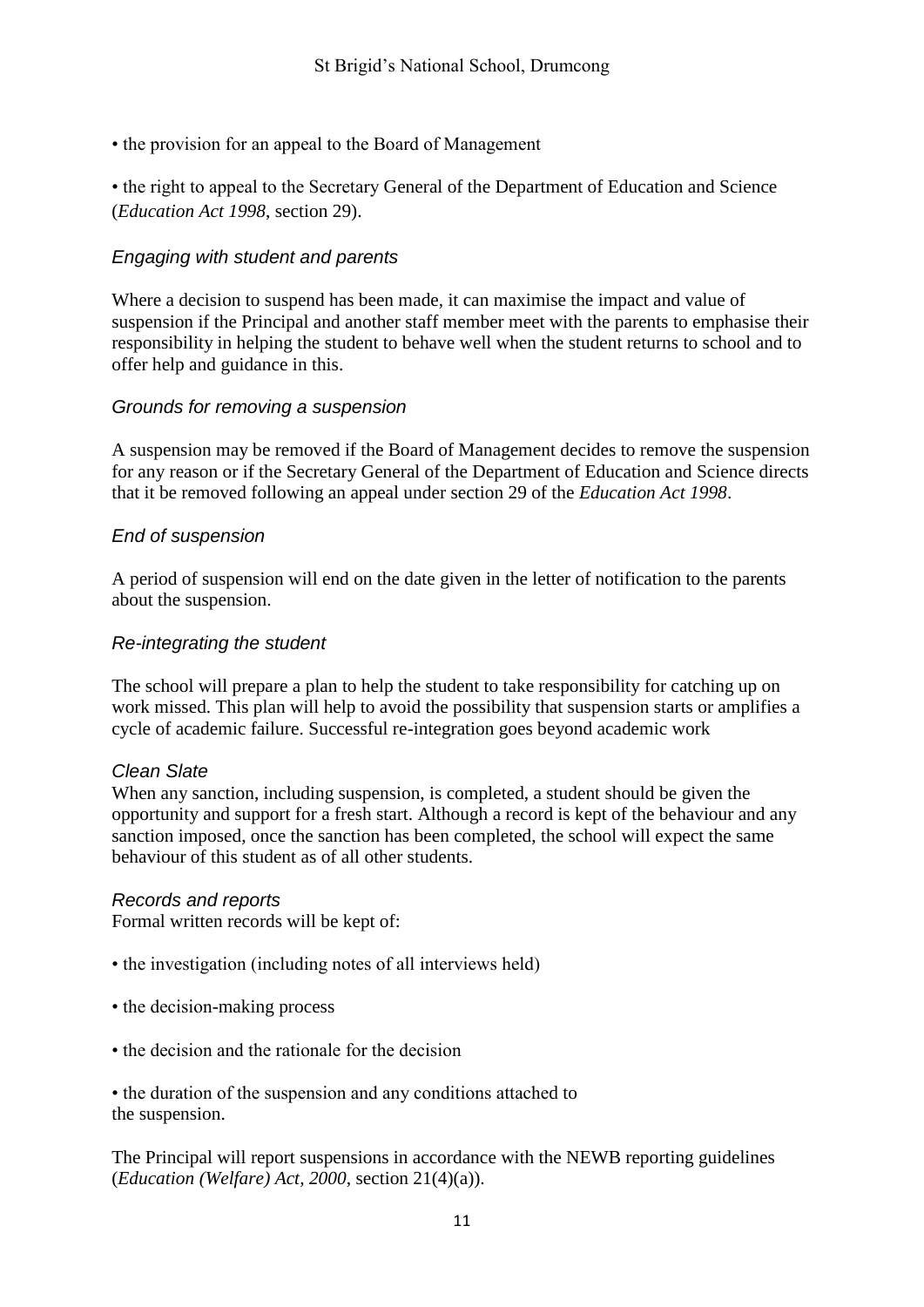• the provision for an appeal to the Board of Management

• the right to appeal to the Secretary General of the Department of Education and Science (*Education Act 1998*, section 29).

### *Engaging with student and parents*

Where a decision to suspend has been made, it can maximise the impact and value of suspension if the Principal and another staff member meet with the parents to emphasise their responsibility in helping the student to behave well when the student returns to school and to offer help and guidance in this.

### *Grounds for removing a suspension*

A suspension may be removed if the Board of Management decides to remove the suspension for any reason or if the Secretary General of the Department of Education and Science directs that it be removed following an appeal under section 29 of the *Education Act 1998*.

### *End of suspension*

A period of suspension will end on the date given in the letter of notification to the parents about the suspension.

### *Re-integrating the student*

The school will prepare a plan to help the student to take responsibility for catching up on work missed. This plan will help to avoid the possibility that suspension starts or amplifies a cycle of academic failure. Successful re-integration goes beyond academic work

### *Clean Slate*

When any sanction, including suspension, is completed, a student should be given the opportunity and support for a fresh start. Although a record is kept of the behaviour and any sanction imposed, once the sanction has been completed, the school will expect the same behaviour of this student as of all other students.

### *Records and reports*

Formal written records will be kept of:

• the investigation (including notes of all interviews held)

• the decision-making process

• the decision and the rationale for the decision

• the duration of the suspension and any conditions attached to the suspension.

The Principal will report suspensions in accordance with the NEWB reporting guidelines (*Education (Welfare) Act, 2000*, section 21(4)(a)).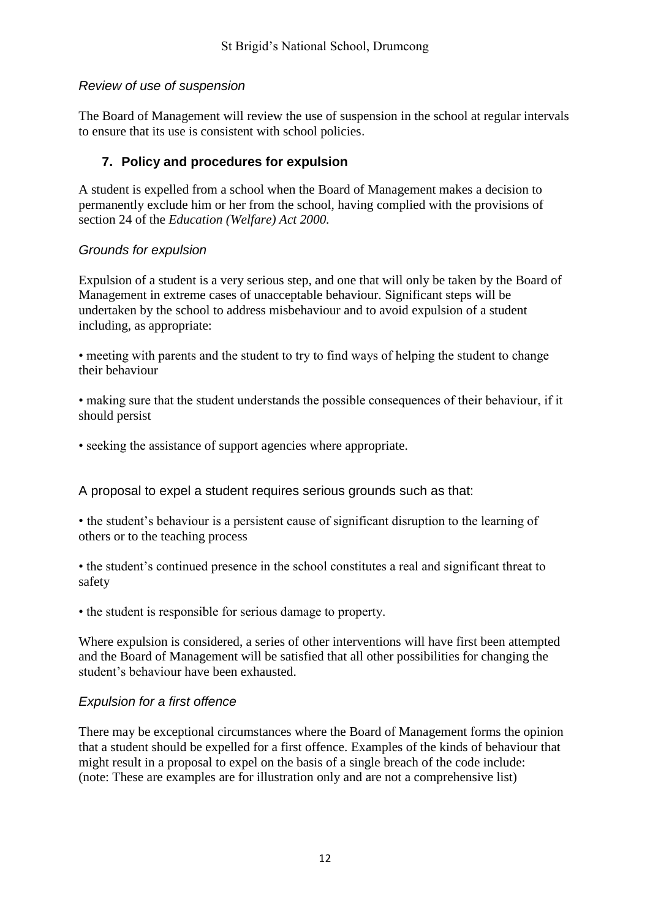*Review of use of suspension*

The Board of Management will review the use of suspension in the school at regular intervals to ensure that its use is consistent with school policies.

## 7. Policy and procedures for expulsion

A student is expelled from a school when the Board of Management makes a decision to permanently exclude him or her from the school, having complied with the provisions of section 24 of the *Education (Welfare) Act 2000.*

*Grounds for expulsion*

Expulsion of a student is a very serious step, and one that will only be taken by the Board of Management in extreme cases of unacceptable behaviour. Significant steps will be undertaken by the school to address misbehaviour and to avoid expulsion of a student including, as appropriate:

• meeting with parents and the student to try to find ways of helping the student to change their behaviour

• making sure that the student understands the possible consequences of their behaviour, if it should persist

• seeking the assistance of support agencies where appropriate.

A proposal to expel a student requires serious grounds such as that:

• the student's behaviour is a persistent cause of significant disruption to the learning of others or to the teaching process

• the student's continued presence in the school constitutes a real and significant threat to safety

• the student is responsible for serious damage to property.

Where expulsion is considered, a series of other interventions will have first been attempted and the Board of Management will be satisfied that all other possibilities for changing the student's behaviour have been exhausted.

*Expulsion for a first offence*

There may be exceptional circumstances where the Board of Management forms the opinion that a student should be expelled for a first offence. Examples of the kinds of behaviour that might result in a proposal to expel on the basis of a single breach of the code include:
(note: These are examples are for illustration only and are not a comprehensive list)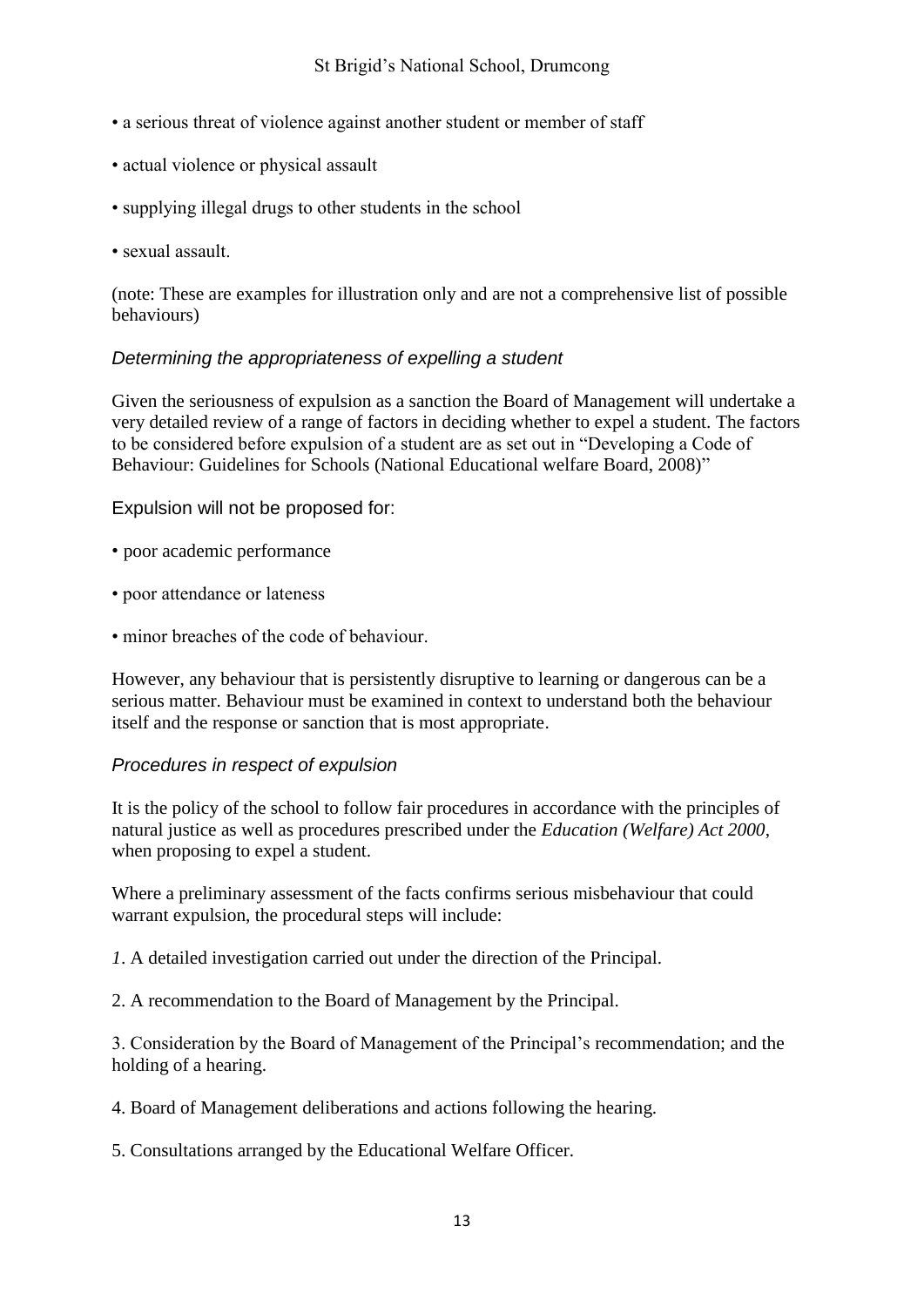- a serious threat of violence against another student or member of staff
- actual violence or physical assault
- supplying illegal drugs to other students in the school
- sexual assault.

(note: These are examples for illustration only and are not a comprehensive list of possible behaviours)

### *Determining the appropriateness of expelling a student*

Given the seriousness of expulsion as a sanction the Board of Management will undertake a very detailed review of a range of factors in deciding whether to expel a student. The factors to be considered before expulsion of a student are as set out in "Developing a Code of Behaviour: Guidelines for Schools (National Educational welfare Board, 2008)"

Expulsion will not be proposed for:

- poor academic performance
- poor attendance or lateness
- minor breaches of the code of behaviour.

However, any behaviour that is persistently disruptive to learning or dangerous can be a serious matter. Behaviour must be examined in context to understand both the behaviour itself and the response or sanction that is most appropriate.

### *Procedures in respect of expulsion*

It is the policy of the school to follow fair procedures in accordance with the principles of natural justice as well as procedures prescribed under the *Education (Welfare) Act 2000*, when proposing to expel a student.

Where a preliminary assessment of the facts confirms serious misbehaviour that could warrant expulsion, the procedural steps will include:

1. A detailed investigation carried out under the direction of the Principal.

2. A recommendation to the Board of Management by the Principal.

3. Consideration by the Board of Management of the Principal's recommendation; and the holding of a hearing.

4. Board of Management deliberations and actions following the hearing.

5. Consultations arranged by the Educational Welfare Officer.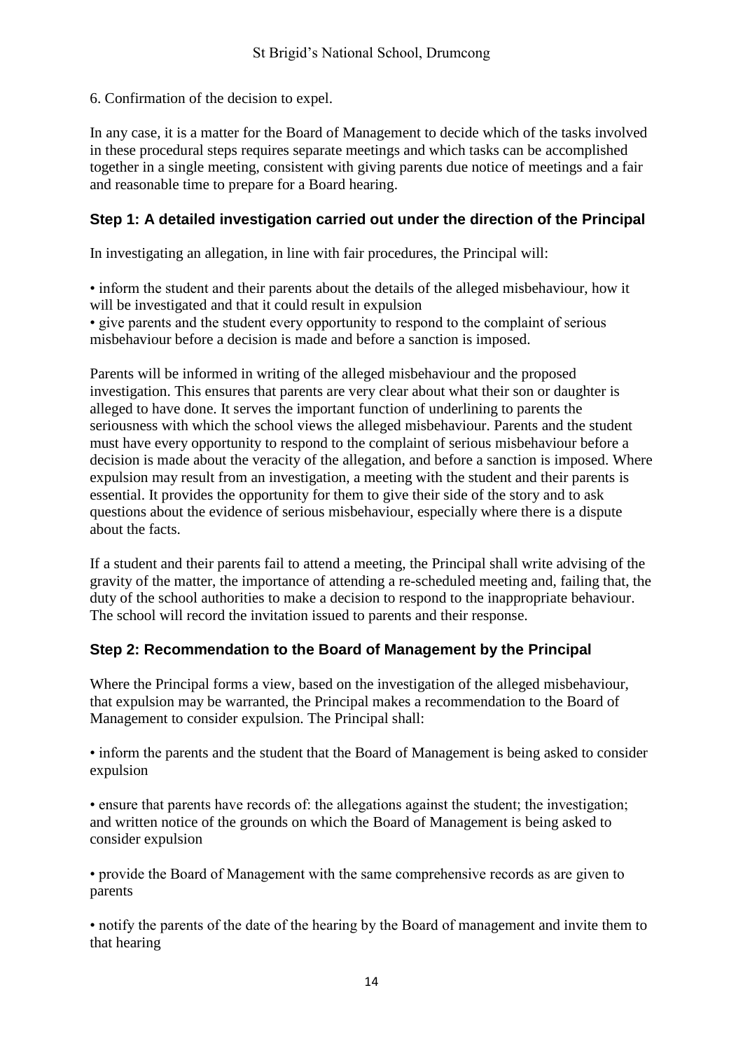6. Confirmation of the decision to expel.

In any case, it is a matter for the Board of Management to decide which of the tasks involved in these procedural steps requires separate meetings and which tasks can be accomplished together in a single meeting, consistent with giving parents due notice of meetings and a fair and reasonable time to prepare for a Board hearing.

### Step 1: A detailed investigation carried out under the direction of the Principal

In investigating an allegation, in line with fair procedures, the Principal will:

- inform the student and their parents about the details of the alleged misbehaviour, how it will be investigated and that it could result in expulsion
- give parents and the student every opportunity to respond to the complaint of serious misbehaviour before a decision is made and before a sanction is imposed.

Parents will be informed in writing of the alleged misbehaviour and the proposed investigation. This ensures that parents are very clear about what their son or daughter is alleged to have done. It serves the important function of underlining to parents the seriousness with which the school views the alleged misbehaviour. Parents and the student must have every opportunity to respond to the complaint of serious misbehaviour before a decision is made about the veracity of the allegation, and before a sanction is imposed. Where expulsion may result from an investigation, a meeting with the student and their parents is essential. It provides the opportunity for them to give their side of the story and to ask questions about the evidence of serious misbehaviour, especially where there is a dispute about the facts.

If a student and their parents fail to attend a meeting, the Principal shall write advising of the gravity of the matter, the importance of attending a re-scheduled meeting and, failing that, the duty of the school authorities to make a decision to respond to the inappropriate behaviour. The school will record the invitation issued to parents and their response.

### Step 2: Recommendation to the Board of Management by the Principal

Where the Principal forms a view, based on the investigation of the alleged misbehaviour, that expulsion may be warranted, the Principal makes a recommendation to the Board of Management to consider expulsion. The Principal shall:

- inform the parents and the student that the Board of Management is being asked to consider expulsion

- ensure that parents have records of: the allegations against the student; the investigation; and written notice of the grounds on which the Board of Management is being asked to consider expulsion

- provide the Board of Management with the same comprehensive records as are given to parents

- notify the parents of the date of the hearing by the Board of management and invite them to that hearing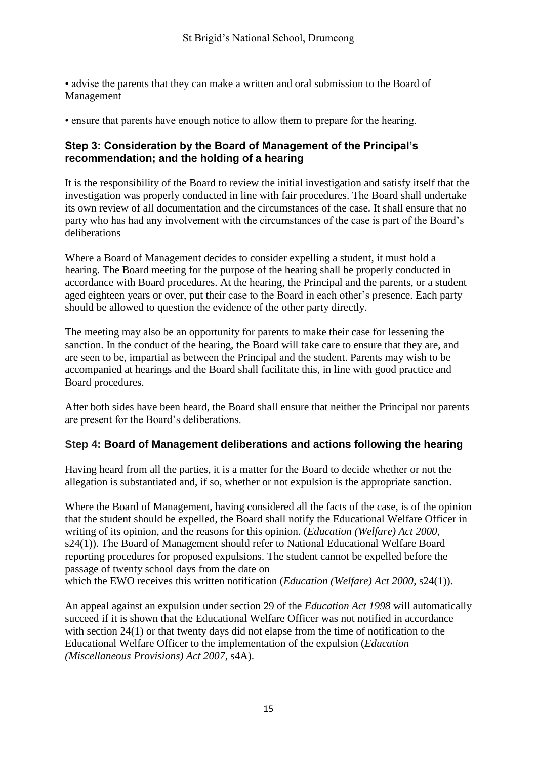• advise the parents that they can make a written and oral submission to the Board of Management

• ensure that parents have enough notice to allow them to prepare for the hearing.

### Step 3: Consideration by the Board of Management of the Principal's recommendation; and the holding of a hearing

It is the responsibility of the Board to review the initial investigation and satisfy itself that the investigation was properly conducted in line with fair procedures. The Board shall undertake its own review of all documentation and the circumstances of the case. It shall ensure that no party who has had any involvement with the circumstances of the case is part of the Board's deliberations

Where a Board of Management decides to consider expelling a student, it must hold a hearing. The Board meeting for the purpose of the hearing shall be properly conducted in accordance with Board procedures. At the hearing, the Principal and the parents, or a student aged eighteen years or over, put their case to the Board in each other's presence. Each party should be allowed to question the evidence of the other party directly.

The meeting may also be an opportunity for parents to make their case for lessening the sanction. In the conduct of the hearing, the Board will take care to ensure that they are, and are seen to be, impartial as between the Principal and the student. Parents may wish to be accompanied at hearings and the Board shall facilitate this, in line with good practice and Board procedures.

After both sides have been heard, the Board shall ensure that neither the Principal nor parents are present for the Board's deliberations.

### Step 4: Board of Management deliberations and actions following the hearing

Having heard from all the parties, it is a matter for the Board to decide whether or not the allegation is substantiated and, if so, whether or not expulsion is the appropriate sanction.

Where the Board of Management, having considered all the facts of the case, is of the opinion that the student should be expelled, the Board shall notify the Educational Welfare Officer in writing of its opinion, and the reasons for this opinion. (*Education (Welfare) Act 2000*, s24(1)). The Board of Management should refer to National Educational Welfare Board reporting procedures for proposed expulsions. The student cannot be expelled before the passage of twenty school days from the date on which the EWO receives this written notification (*Education (Welfare) Act 2000*, s24(1)).

An appeal against an expulsion under section 29 of the *Education Act 1998* will automatically succeed if it is shown that the Educational Welfare Officer was not notified in accordance with section 24(1) or that twenty days did not elapse from the time of notification to the Educational Welfare Officer to the implementation of the expulsion (*Education (Miscellaneous Provisions) Act 2007*, s4A).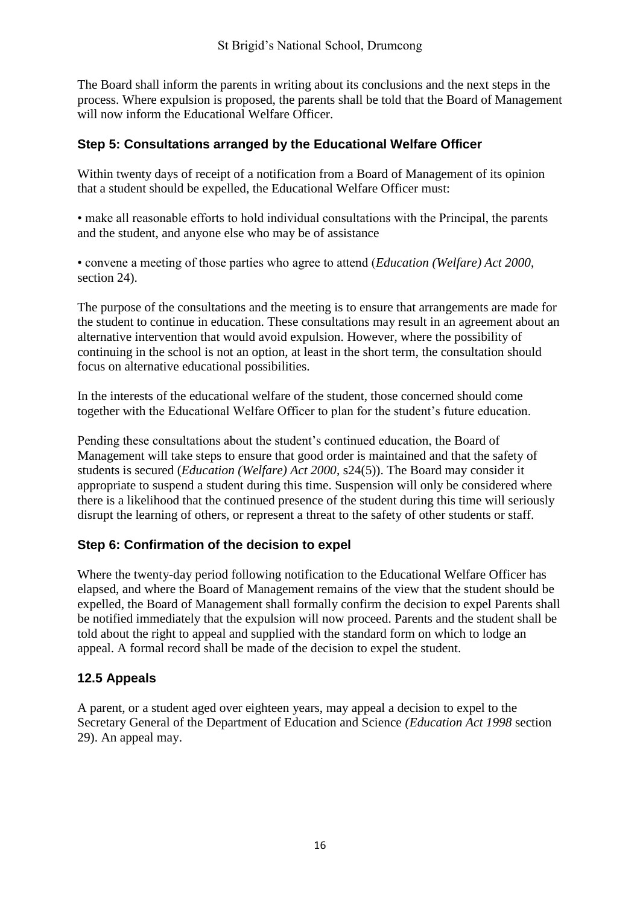The Board shall inform the parents in writing about its conclusions and the next steps in the process. Where expulsion is proposed, the parents shall be told that the Board of Management will now inform the Educational Welfare Officer.

### Step 5: Consultations arranged by the Educational Welfare Officer

Within twenty days of receipt of a notification from a Board of Management of its opinion that a student should be expelled, the Educational Welfare Officer must:

• make all reasonable efforts to hold individual consultations with the Principal, the parents and the student, and anyone else who may be of assistance

• convene a meeting of those parties who agree to attend (*Education (Welfare) Act 2000*, section 24).

The purpose of the consultations and the meeting is to ensure that arrangements are made for the student to continue in education. These consultations may result in an agreement about an alternative intervention that would avoid expulsion. However, where the possibility of continuing in the school is not an option, at least in the short term, the consultation should focus on alternative educational possibilities.

In the interests of the educational welfare of the student, those concerned should come together with the Educational Welfare Officer to plan for the student's future education.

Pending these consultations about the student's continued education, the Board of Management will take steps to ensure that good order is maintained and that the safety of students is secured (*Education (Welfare) Act 2000*, s24(5)). The Board may consider it appropriate to suspend a student during this time. Suspension will only be considered where there is a likelihood that the continued presence of the student during this time will seriously disrupt the learning of others, or represent a threat to the safety of other students or staff.

### Step 6: Confirmation of the decision to expel

Where the twenty-day period following notification to the Educational Welfare Officer has elapsed, and where the Board of Management remains of the view that the student should be expelled, the Board of Management shall formally confirm the decision to expel Parents shall be notified immediately that the expulsion will now proceed. Parents and the student shall be told about the right to appeal and supplied with the standard form on which to lodge an appeal. A formal record shall be made of the decision to expel the student.

## 12.5 Appeals

A parent, or a student aged over eighteen years, may appeal a decision to expel to the Secretary General of the Department of Education and Science *(Education Act 1998* section 29). An appeal may.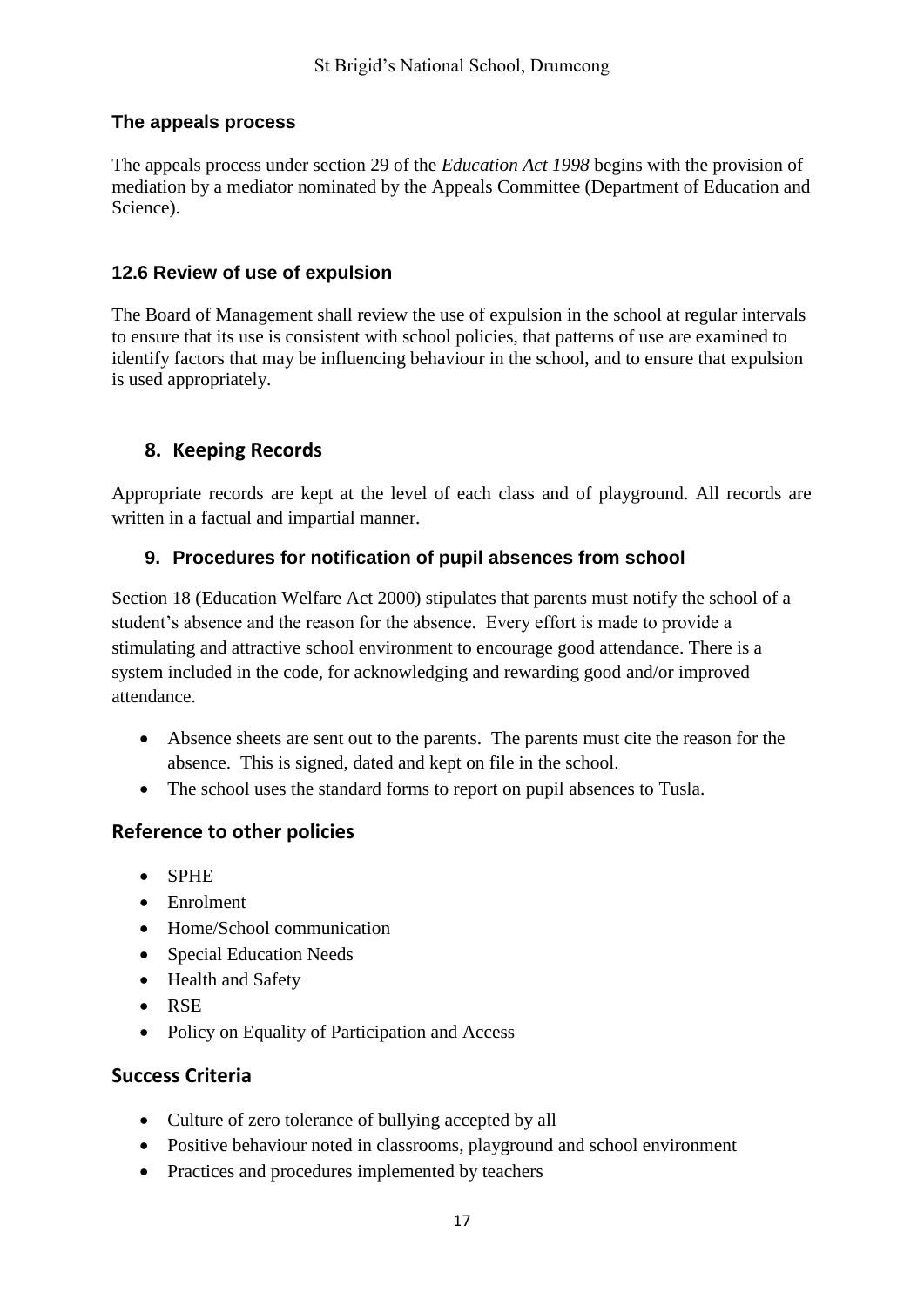### The appeals process

The appeals process under section 29 of the *Education Act 1998* begins with the provision of mediation by a mediator nominated by the Appeals Committee (Department of Education and Science).

### 12.6 Review of use of expulsion

The Board of Management shall review the use of expulsion in the school at regular intervals to ensure that its use is consistent with school policies, that patterns of use are examined to identify factors that may be influencing behaviour in the school, and to ensure that expulsion is used appropriately.

## 8. Keeping Records

Appropriate records are kept at the level of each class and of playground. All records are written in a factual and impartial manner.

### 9. Procedures for notification of pupil absences from school

Section 18 (Education Welfare Act 2000) stipulates that parents must notify the school of a student's absence and the reason for the absence. Every effort is made to provide a stimulating and attractive school environment to encourage good attendance. There is a system included in the code, for acknowledging and rewarding good and/or improved attendance.

- Absence sheets are sent out to the parents. The parents must cite the reason for the absence. This is signed, dated and kept on file in the school.
- The school uses the standard forms to report on pupil absences to Tusla.

## Reference to other policies

- SPHE
- Enrolment
- Home/School communication
- Special Education Needs
- Health and Safety
- RSE
- Policy on Equality of Participation and Access

## Success Criteria

- Culture of zero tolerance of bullying accepted by all
- Positive behaviour noted in classrooms, playground and school environment
- Practices and procedures implemented by teachers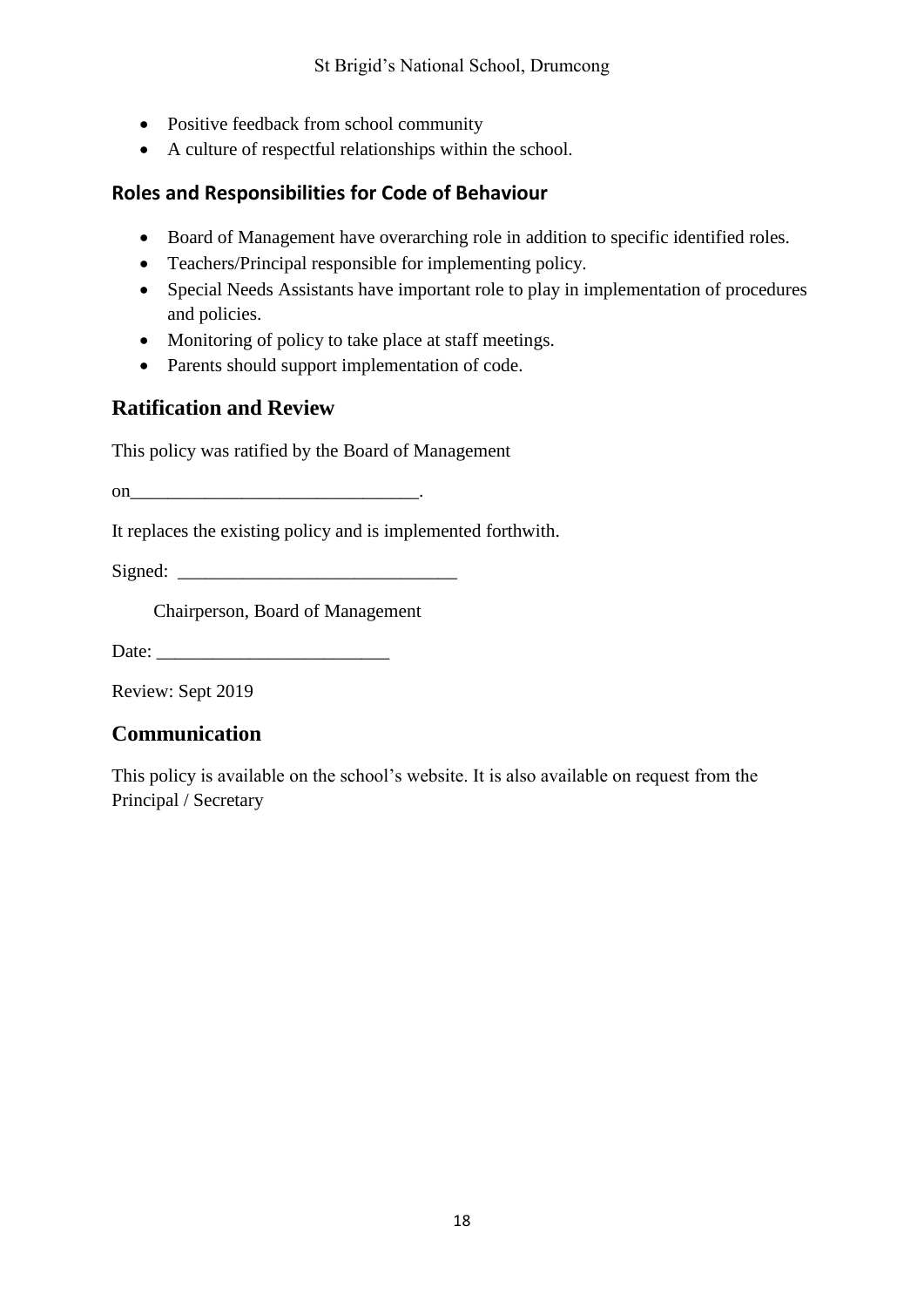- Positive feedback from school community
- A culture of respectful relationships within the school.

### Roles and Responsibilities for Code of Behaviour

- Board of Management have overarching role in addition to specific identified roles.
- Teachers/Principal responsible for implementing policy.
- Special Needs Assistants have important role to play in implementation of procedures and policies.
- Monitoring of policy to take place at staff meetings.
- Parents should support implementation of code.

## Ratification and Review

This policy was ratified by the Board of Management

on______________________________.

It replaces the existing policy and is implemented forthwith.

Signed: _____________________________

Chairperson, Board of Management

Date: ________________________

Review: Sept 2019

## Communication

This policy is available on the school's website. It is also available on request from the Principal / Secretary